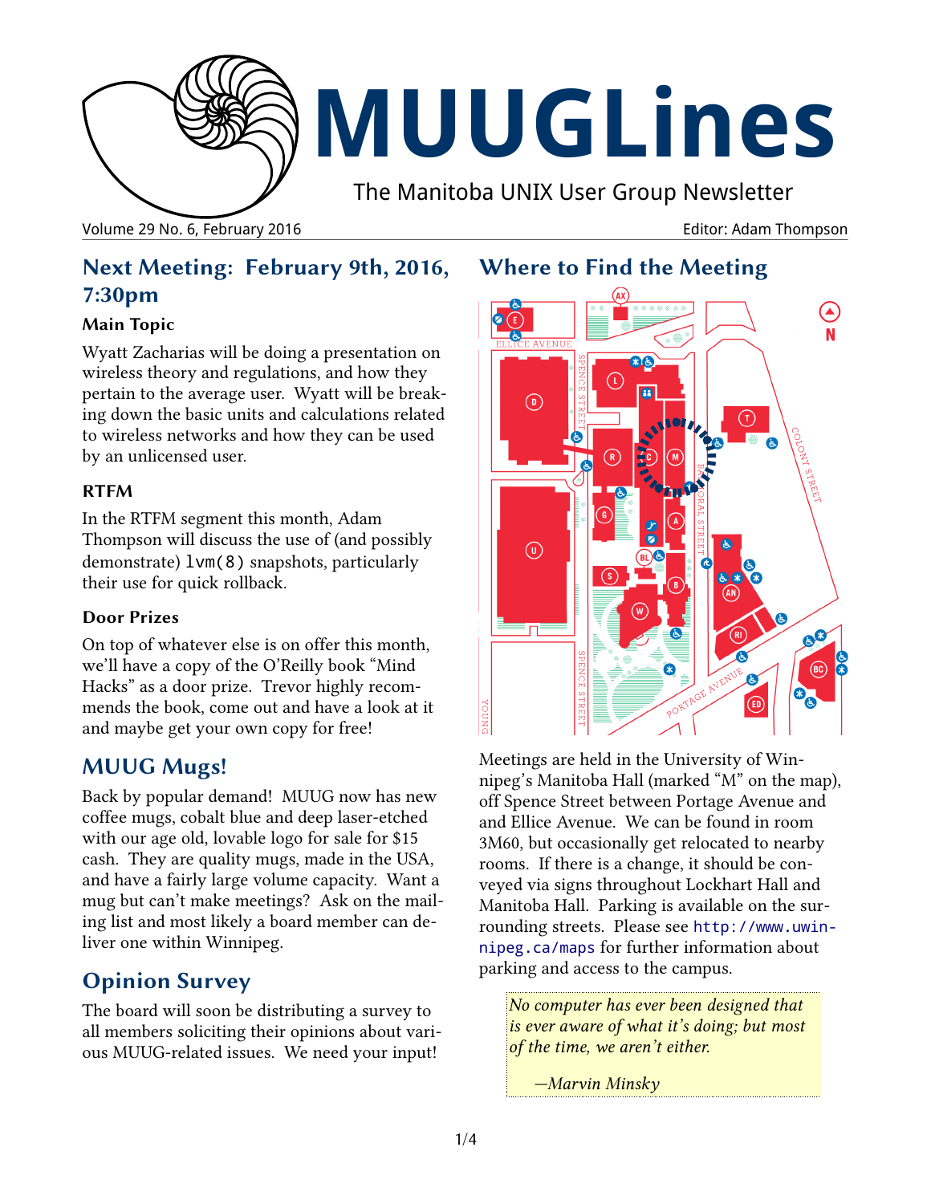# MUUGLines

The Manitoba UNIX User Group Newsletter

Volume 29 No. 6, February 2016 Editor: Adam Thompson

## Next Meeting: February 9th, 2016, 7:30pm

### Main Topic

Wyatt Zacharias will be doing a presentation on wireless theory and regulations, and how they pertain to the average user. Wyatt will be breaking down the basic units and calculations related to wireless networks and how they can be used by an unlicensed user.

### RTFM

In the RTFM segment this month, Adam Thompson will discuss the use of (and possibly demonstrate) `lvm(8)` snapshots, particularly their use for quick rollback.

### Door Prizes

On top of whatever else is on offer this month, we'll have a copy of the O'Reilly book "Mind Hacks" as a door prize. Trevor highly recommends the book, come out and have a look at it and maybe get your own copy for free!

## MUUG Mugs!

Back by popular demand! MUUG now has new coffee mugs, cobalt blue and deep laser-etched with our age old, lovable logo for sale for $15 cash. They are quality mugs, made in the USA, and have a fairly large volume capacity. Want a mug but can't make meetings? Ask on the mailing list and most likely a board member can deliver one within Winnipeg.

## Opinion Survey

The board will soon be distributing a survey to all members soliciting their opinions about various MUUG-related issues. We need your input!

## Where to Find the Meeting

Meetings are held in the University of Winnipeg's Manitoba Hall (marked "M" on the map), off Spence Street between Portage Avenue and and Ellice Avenue. We can be found in room 3M60, but occasionally get relocated to nearby rooms. If there is a change, it should be conveyed via signs throughout Lockhart Hall and Manitoba Hall. Parking is available on the surrounding streets. Please see `http://www.uwinnipeg.ca/maps` for further information about parking and access to the campus.

> *No computer has ever been designed that is ever aware of what it's doing; but most of the time, we aren't either.*
>
> *—Marvin Minsky*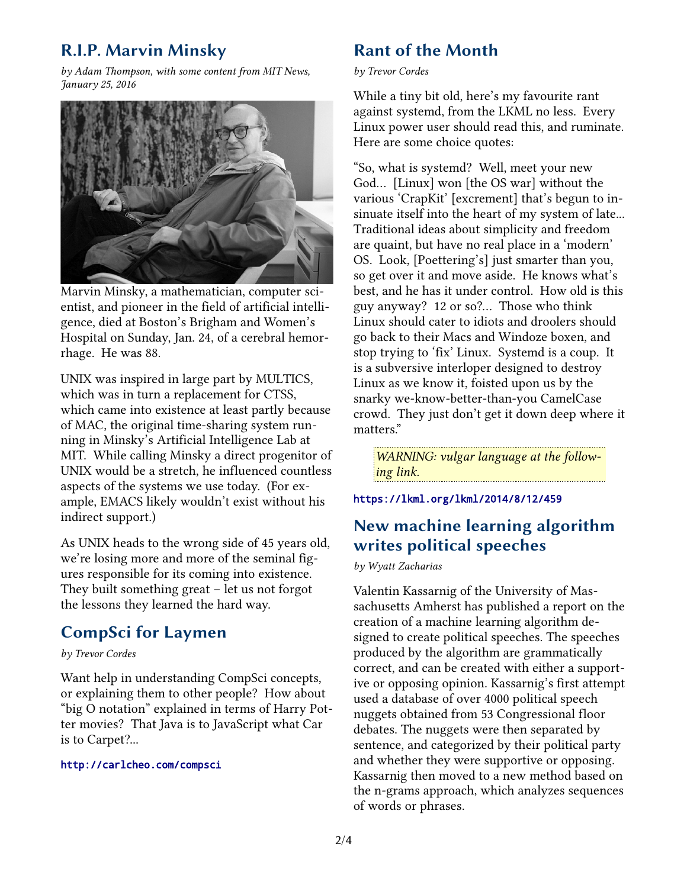## R.I.P. Marvin Minsky

*by Adam Thompson, with some content from MIT News, January 25, 2016*

Marvin Minsky, a mathematician, computer scientist, and pioneer in the field of artificial intelligence, died at Boston's Brigham and Women's Hospital on Sunday, Jan. 24, of a cerebral hemorrhage. He was 88.

UNIX was inspired in large part by MULTICS, which was in turn a replacement for CTSS, which came into existence at least partly because of MAC, the original time-sharing system running in Minsky's Artificial Intelligence Lab at MIT. While calling Minsky a direct progenitor of UNIX would be a stretch, he influenced countless aspects of the systems we use today. (For example, EMACS likely wouldn't exist without his indirect support.)

As UNIX heads to the wrong side of 45 years old, we're losing more and more of the seminal figures responsible for its coming into existence. They built something great – let us not forgot the lessons they learned the hard way.

## CompSci for Laymen

*by Trevor Cordes*

Want help in understanding CompSci concepts, or explaining them to other people? How about "big O notation" explained in terms of Harry Potter movies? That Java is to JavaScript what Car is to Carpet?...

`http://carlcheo.com/compsci`

## Rant of the Month

*by Trevor Cordes*

While a tiny bit old, here's my favourite rant against systemd, from the LKML no less. Every Linux power user should read this, and ruminate. Here are some choice quotes:

"So, what is systemd? Well, meet your new God... [Linux] won [the OS war] without the various 'CrapKit' [excrement] that's begun to insinuate itself into the heart of my system of late... Traditional ideas about simplicity and freedom are quaint, but have no real place in a 'modern' OS. Look, [Poettering's] just smarter than you, so get over it and move aside. He knows what's best, and he has it under control. How old is this guy anyway? 12 or so?... Those who think Linux should cater to idiots and droolers should go back to their Macs and Windoze boxen, and stop trying to 'fix' Linux. Systemd is a coup. It is a subversive interloper designed to destroy Linux as we know it, foisted upon us by the snarky we-know-better-than-you CamelCase crowd. They just don't get it down deep where it matters."

> *WARNING: vulgar language at the following link.*

`https://lkml.org/lkml/2014/8/12/459`

## New machine learning algorithm writes political speeches

*by Wyatt Zacharias*

Valentin Kassarnig of the University of Massachusetts Amherst has published a report on the creation of a machine learning algorithm designed to create political speeches. The speeches produced by the algorithm are grammatically correct, and can be created with either a supportive or opposing opinion. Kassarnig's first attempt used a database of over 4000 political speech nuggets obtained from 53 Congressional floor debates. The nuggets were then separated by sentence, and categorized by their political party and whether they were supportive or opposing. Kassarnig then moved to a new method based on the n-grams approach, which analyzes sequences of words or phrases.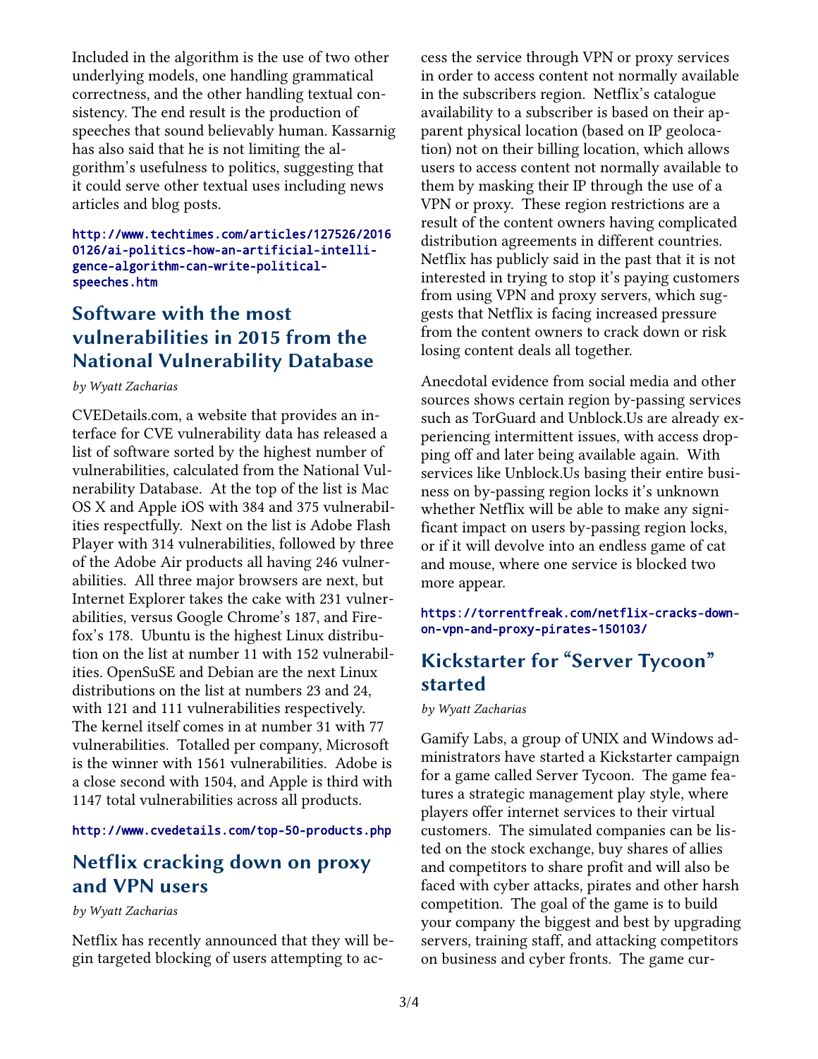Included in the algorithm is the use of two other underlying models, one handling grammatical correctness, and the other handling textual consistency. The end result is the production of speeches that sound believably human. Kassarnig has also said that he is not limiting the algorithm's usefulness to politics, suggesting that it could serve other textual uses including news articles and blog posts.

http://www.techtimes.com/articles/127526/20160126/ai-politics-how-an-artificial-intelligence-algorithm-can-write-political-speeches.htm

## Software with the most vulnerabilities in 2015 from the National Vulnerability Database

*by Wyatt Zacharias*

CVEDetails.com, a website that provides an interface for CVE vulnerability data has released a list of software sorted by the highest number of vulnerabilities, calculated from the National Vulnerability Database. At the top of the list is Mac OS X and Apple iOS with 384 and 375 vulnerabilities respectfully. Next on the list is Adobe Flash Player with 314 vulnerabilities, followed by three of the Adobe Air products all having 246 vulnerabilities. All three major browsers are next, but Internet Explorer takes the cake with 231 vulnerabilities, versus Google Chrome's 187, and Firefox's 178. Ubuntu is the highest Linux distribution on the list at number 11 with 152 vulnerabilities. OpenSuSE and Debian are the next Linux distributions on the list at numbers 23 and 24, with 121 and 111 vulnerabilities respectively. The kernel itself comes in at number 31 with 77 vulnerabilities. Totalled per company, Microsoft is the winner with 1561 vulnerabilities. Adobe is a close second with 1504, and Apple is third with 1147 total vulnerabilities across all products.

http://www.cvedetails.com/top-50-products.php

## Netflix cracking down on proxy and VPN users

*by Wyatt Zacharias*

Netflix has recently announced that they will begin targeted blocking of users attempting to access the service through VPN or proxy services in order to access content not normally available in the subscribers region. Netflix's catalogue availability to a subscriber is based on their apparent physical location (based on IP geolocation) not on their billing location, which allows users to access content not normally available to them by masking their IP through the use of a VPN or proxy. These region restrictions are a result of the content owners having complicated distribution agreements in different countries. Netflix has publicly said in the past that it is not interested in trying to stop it's paying customers from using VPN and proxy servers, which suggests that Netflix is facing increased pressure from the content owners to crack down or risk losing content deals all together.

Anecdotal evidence from social media and other sources shows certain region by-passing services such as TorGuard and Unblock.Us are already experiencing intermittent issues, with access dropping off and later being available again. With services like Unblock.Us basing their entire business on by-passing region locks it's unknown whether Netflix will be able to make any significant impact on users by-passing region locks, or if it will devolve into an endless game of cat and mouse, where one service is blocked two more appear.

https://torrentfreak.com/netflix-cracks-down-on-vpn-and-proxy-pirates-150103/

## Kickstarter for "Server Tycoon" started

*by Wyatt Zacharias*

Gamify Labs, a group of UNIX and Windows administrators have started a Kickstarter campaign for a game called Server Tycoon. The game features a strategic management play style, where players offer internet services to their virtual customers. The simulated companies can be listed on the stock exchange, buy shares of allies and competitors to share profit and will also be faced with cyber attacks, pirates and other harsh competition. The goal of the game is to build your company the biggest and best by upgrading servers, training staff, and attacking competitors on business and cyber fronts. The game cur-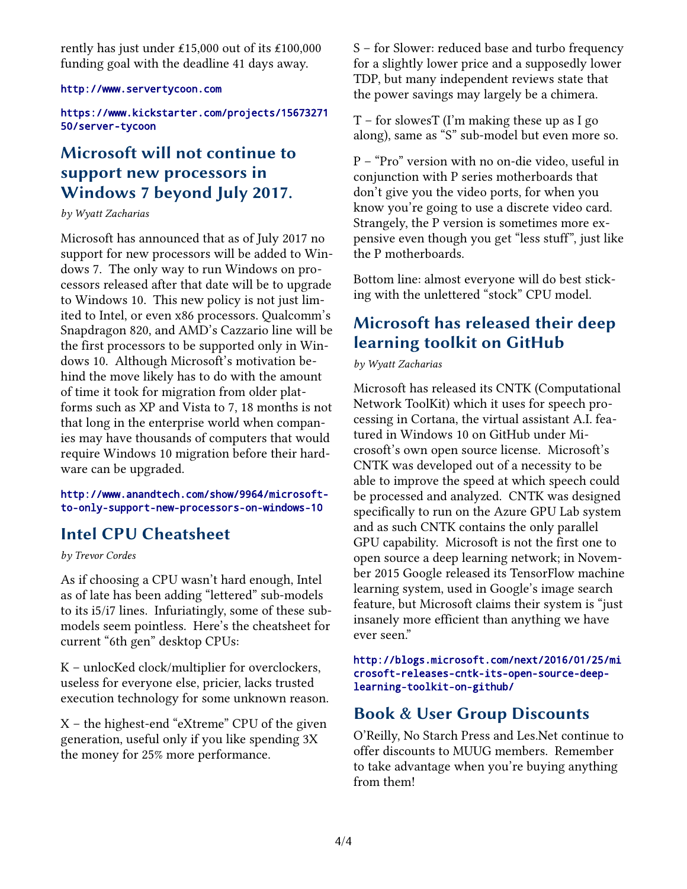rently has just under £15,000 out of its £100,000 funding goal with the deadline 41 days away.

http://www.servertycoon.com

https://www.kickstarter.com/projects/1567327150/server-tycoon

## Microsoft will not continue to support new processors in Windows 7 beyond July 2017.

*by Wyatt Zacharias*

Microsoft has announced that as of July 2017 no support for new processors will be added to Windows 7. The only way to run Windows on processors released after that date will be to upgrade to Windows 10. This new policy is not just limited to Intel, or even x86 processors. Qualcomm's Snapdragon 820, and AMD's Cazzario line will be the first processors to be supported only in Windows 10. Although Microsoft's motivation behind the move likely has to do with the amount of time it took for migration from older platforms such as XP and Vista to 7, 18 months is not that long in the enterprise world when companies may have thousands of computers that would require Windows 10 migration before their hardware can be upgraded.

http://www.anandtech.com/show/9964/microsoft-to-only-support-new-processors-on-windows-10

## Intel CPU Cheatsheet

*by Trevor Cordes*

As if choosing a CPU wasn't hard enough, Intel as of late has been adding "lettered" sub-models to its i5/i7 lines. Infuriatingly, some of these sub-models seem pointless. Here's the cheatsheet for current "6th gen" desktop CPUs:

K – unlocKed clock/multiplier for overclockers, useless for everyone else, pricier, lacks trusted execution technology for some unknown reason.

X – the highest-end "eXtreme" CPU of the given generation, useful only if you like spending 3X the money for 25% more performance.

S – for Slower: reduced base and turbo frequency for a slightly lower price and a supposedly lower TDP, but many independent reviews state that the power savings may largely be a chimera.

T – for slowesT (I'm making these up as I go along), same as "S" sub-model but even more so.

P – "Pro" version with no on-die video, useful in conjunction with P series motherboards that don't give you the video ports, for when you know you're going to use a discrete video card. Strangely, the P version is sometimes more expensive even though you get "less stuff", just like the P motherboards.

Bottom line: almost everyone will do best sticking with the unlettered "stock" CPU model.

## Microsoft has released their deep learning toolkit on GitHub

*by Wyatt Zacharias*

Microsoft has released its CNTK (Computational Network ToolKit) which it uses for speech processing in Cortana, the virtual assistant A.I. featured in Windows 10 on GitHub under Microsoft's own open source license. Microsoft's CNTK was developed out of a necessity to be able to improve the speed at which speech could be processed and analyzed. CNTK was designed specifically to run on the Azure GPU Lab system and as such CNTK contains the only parallel GPU capability. Microsoft is not the first one to open source a deep learning network; in November 2015 Google released its TensorFlow machine learning system, used in Google's image search feature, but Microsoft claims their system is "just insanely more efficient than anything we have ever seen."

http://blogs.microsoft.com/next/2016/01/25/microsoft-releases-cntk-its-open-source-deep-learning-toolkit-on-github/

## Book & User Group Discounts

O'Reilly, No Starch Press and Les.Net continue to offer discounts to MUUG members. Remember to take advantage when you're buying anything from them!